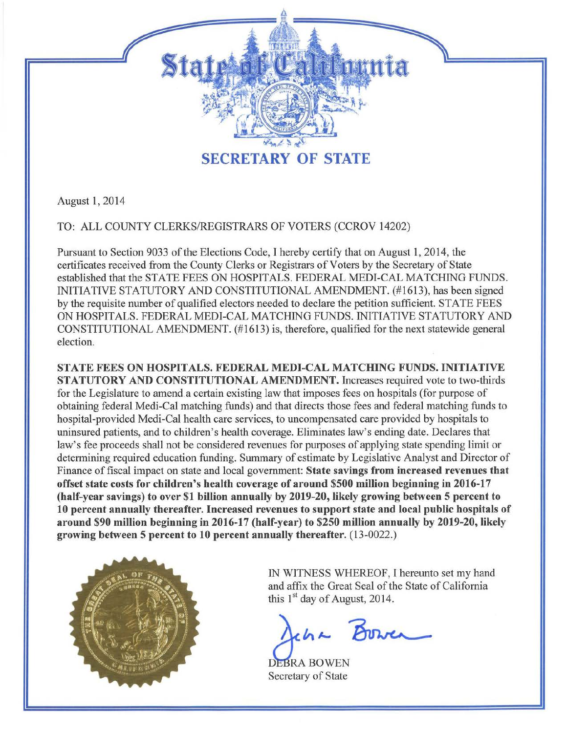# State of California

## SECRETARY OF STATE

August 1, 2014

TO: ALL COUNTY CLERKS/REGISTRARS OF VOTERS (CCROV 14202)

Pursuant to Section 9033 of the Elections Code, I hereby certify that on August 1, 2014, the certificates received from the County Clerks or Registrars of Voters by the Secretary of State established that the STATE FEES ON HOSPITALS. FEDERAL MEDI-CAL MATCHING FUNDS. INITIATIVE STATUTORY AND CONSTITUTIONAL AMENDMENT. (#1613), has been signed by the requisite number of qualified electors needed to declare the petition sufficient. STATE FEES ON HOSPITALS. FEDERAL MEDI-CAL MATCHING FUNDS. INITIATIVE STATUTORY AND CONSTITUTIONAL AMENDMENT. (#1613) is, therefore, qualified for the next statewide general election.

**STATE FEES ON HOSPITALS. FEDERAL MEDI-CAL MATCHING FUNDS. INITIATIVE STATUTORY AND CONSTITUTIONAL AMENDMENT.** Increases required vote to two-thirds for the Legislature to amend a certain existing law that imposes fees on hospitals (for purpose of obtaining federal Medi-Cal matching funds) and that directs those fees and federal matching funds to hospital-provided Medi-Cal health care services, to uncompensated care provided by hospitals to uninsured patients, and to children's health coverage. Eliminates law's ending date. Declares that law's fee proceeds shall not be considered revenues for purposes of applying state spending limit or determining required education funding. Summary of estimate by Legislative Analyst and Director of Finance of fiscal impact on state and local government: **State savings from increased revenues that offset state costs for children's health coverage of around $500 million beginning in 2016-17 (half-year savings) to over $1 billion annually by 2019-20, likely growing between 5 percent to 10 percent annually thereafter. Increased revenues to support state and local public hospitals of around $90 million beginning in 2016-17 (half-year) to $250 million annually by 2019-20, likely growing between 5 percent to 10 percent annually thereafter.** (13-0022.)

IN WITNESS WHEREOF, I hereunto set my hand and affix the Great Seal of the State of California this 1st day of August, 2014.

DEBRA BOWEN
Secretary of State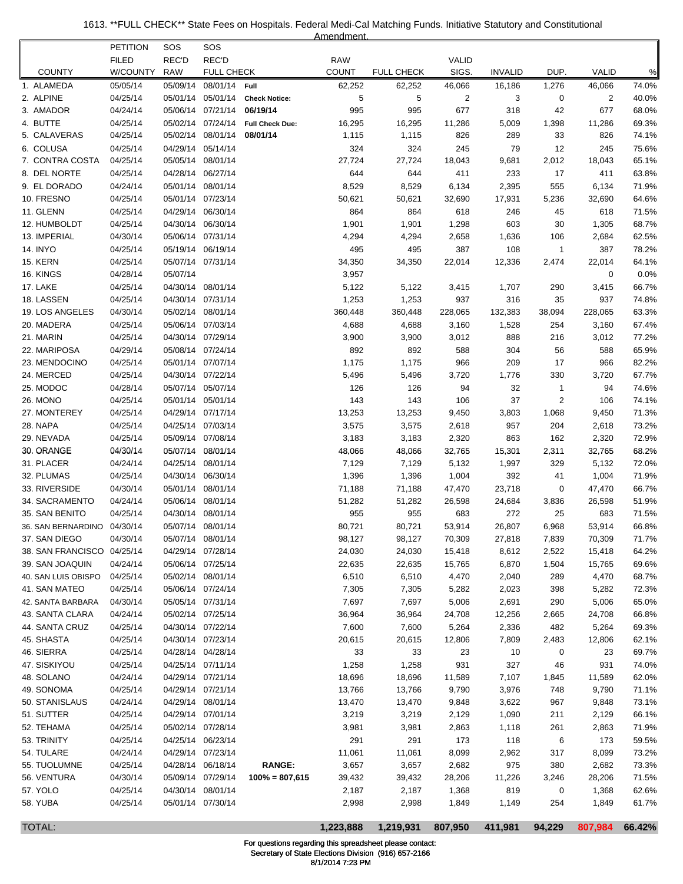1613. **FULL CHECK** State Fees on Hospitals. Federal Medi-Cal Matching Funds. Initiative Statutory and Constitutional Amendment.

| COUNTY | PETITION FILED W/COUNTY | SOS REC'D RAW | SOS REC'D FULL CHECK | | RAW COUNT | FULL CHECK | VALID SIGS. | INVALID | DUP. | VALID | % |
|---|---|---|---|---|---|---|---|---|---|---|---|
| 1. ALAMEDA | 05/05/14 | 05/09/14 | 08/01/14 | **Full** | 62,252 | 62,252 | 46,066 | 16,186 | 1,276 | 46,066 | 74.0% |
| 2. ALPINE | 04/25/14 | 05/01/14 | 05/01/14 | **Check Notice:** | 5 | 5 | 2 | 3 | 0 | 2 | 40.0% |
| 3. AMADOR | 04/24/14 | 05/06/14 | 07/21/14 | **06/19/14** | 995 | 995 | 677 | 318 | 42 | 677 | 68.0% |
| 4. BUTTE | 04/25/14 | 05/02/14 | 07/24/14 | **Full Check Due:** | 16,295 | 16,295 | 11,286 | 5,009 | 1,398 | 11,286 | 69.3% |
| 5. CALAVERAS | 04/25/14 | 05/02/14 | 08/01/14 | **08/01/14** | 1,115 | 1,115 | 826 | 289 | 33 | 826 | 74.1% |
| 6. COLUSA | 04/25/14 | 04/29/14 | 05/14/14 | | 324 | 324 | 245 | 79 | 12 | 245 | 75.6% |
| 7. CONTRA COSTA | 04/25/14 | 05/05/14 | 08/01/14 | | 27,724 | 27,724 | 18,043 | 9,681 | 2,012 | 18,043 | 65.1% |
| 8. DEL NORTE | 04/25/14 | 04/28/14 | 06/27/14 | | 644 | 644 | 411 | 233 | 17 | 411 | 63.8% |
| 9. EL DORADO | 04/24/14 | 05/01/14 | 08/01/14 | | 8,529 | 8,529 | 6,134 | 2,395 | 555 | 6,134 | 71.9% |
| 10. FRESNO | 04/25/14 | 05/01/14 | 07/23/14 | | 50,621 | 50,621 | 32,690 | 17,931 | 5,236 | 32,690 | 64.6% |
| 11. GLENN | 04/25/14 | 04/29/14 | 06/30/14 | | 864 | 864 | 618 | 246 | 45 | 618 | 71.5% |
| 12. HUMBOLDT | 04/25/14 | 04/30/14 | 06/30/14 | | 1,901 | 1,901 | 1,298 | 603 | 30 | 1,305 | 68.7% |
| 13. IMPERIAL | 04/30/14 | 05/06/14 | 07/31/14 | | 4,294 | 4,294 | 2,658 | 1,636 | 106 | 2,684 | 62.5% |
| 14. INYO | 04/25/14 | 05/19/14 | 06/19/14 | | 495 | 495 | 387 | 108 | 1 | 387 | 78.2% |
| 15. KERN | 04/25/14 | 05/07/14 | 07/31/14 | | 34,350 | 34,350 | 22,014 | 12,336 | 2,474 | 22,014 | 64.1% |
| 16. KINGS | 04/28/14 | 05/07/14 | | | 3,957 | | | | | 0 | 0.0% |
| 17. LAKE | 04/25/14 | 04/30/14 | 08/01/14 | | 5,122 | 5,122 | 3,415 | 1,707 | 290 | 3,415 | 66.7% |
| 18. LASSEN | 04/25/14 | 04/30/14 | 07/31/14 | | 1,253 | 1,253 | 937 | 316 | 35 | 937 | 74.8% |
| 19. LOS ANGELES | 04/30/14 | 05/02/14 | 08/01/14 | | 360,448 | 360,448 | 228,065 | 132,383 | 38,094 | 228,065 | 63.3% |
| 20. MADERA | 04/25/14 | 05/06/14 | 07/03/14 | | 4,688 | 4,688 | 3,160 | 1,528 | 254 | 3,160 | 67.4% |
| 21. MARIN | 04/25/14 | 04/30/14 | 07/29/14 | | 3,900 | 3,900 | 3,012 | 888 | 216 | 3,012 | 77.2% |
| 22. MARIPOSA | 04/29/14 | 05/08/14 | 07/24/14 | | 892 | 892 | 588 | 304 | 56 | 588 | 65.9% |
| 23. MENDOCINO | 04/25/14 | 05/01/14 | 07/07/14 | | 1,175 | 1,175 | 966 | 209 | 17 | 966 | 82.2% |
| 24. MERCED | 04/25/14 | 04/30/14 | 07/22/14 | | 5,496 | 5,496 | 3,720 | 1,776 | 330 | 3,720 | 67.7% |
| 25. MODOC | 04/28/14 | 05/07/14 | 05/07/14 | | 126 | 126 | 94 | 32 | 1 | 94 | 74.6% |
| 26. MONO | 04/25/14 | 05/01/14 | 05/01/14 | | 143 | 143 | 106 | 37 | 2 | 106 | 74.1% |
| 27. MONTEREY | 04/25/14 | 04/29/14 | 07/17/14 | | 13,253 | 13,253 | 9,450 | 3,803 | 1,068 | 9,450 | 71.3% |
| 28. NAPA | 04/25/14 | 04/25/14 | 07/03/14 | | 3,575 | 3,575 | 2,618 | 957 | 204 | 2,618 | 73.2% |
| 29. NEVADA | 04/25/14 | 05/09/14 | 07/08/14 | | 3,183 | 3,183 | 2,320 | 863 | 162 | 2,320 | 72.9% |
| 30. ORANGE | 04/30/14 | 05/07/14 | 08/01/14 | | 48,066 | 48,066 | 32,765 | 15,301 | 2,311 | 32,765 | 68.2% |
| 31. PLACER | 04/24/14 | 04/25/14 | 08/01/14 | | 7,129 | 7,129 | 5,132 | 1,997 | 329 | 5,132 | 72.0% |
| 32. PLUMAS | 04/25/14 | 04/30/14 | 06/30/14 | | 1,396 | 1,396 | 1,004 | 392 | 41 | 1,004 | 71.9% |
| 33. RIVERSIDE | 04/30/14 | 05/01/14 | 08/01/14 | | 71,188 | 71,188 | 47,470 | 23,718 | 0 | 47,470 | 66.7% |
| 34. SACRAMENTO | 04/24/14 | 05/06/14 | 08/01/14 | | 51,282 | 51,282 | 26,598 | 24,684 | 3,836 | 26,598 | 51.9% |
| 35. SAN BENITO | 04/25/14 | 04/30/14 | 08/01/14 | | 955 | 955 | 683 | 272 | 25 | 683 | 71.5% |
| 36. SAN BERNARDINO | 04/30/14 | 05/07/14 | 08/01/14 | | 80,721 | 80,721 | 53,914 | 26,807 | 6,968 | 53,914 | 66.8% |
| 37. SAN DIEGO | 04/30/14 | 05/07/14 | 08/01/14 | | 98,127 | 98,127 | 70,309 | 27,818 | 7,839 | 70,309 | 71.7% |
| 38. SAN FRANCISCO | 04/25/14 | 04/29/14 | 07/28/14 | | 24,030 | 24,030 | 15,418 | 8,612 | 2,522 | 15,418 | 64.2% |
| 39. SAN JOAQUIN | 04/24/14 | 05/06/14 | 07/25/14 | | 22,635 | 22,635 | 15,765 | 6,870 | 1,504 | 15,765 | 69.6% |
| 40. SAN LUIS OBISPO | 04/25/14 | 05/02/14 | 08/01/14 | | 6,510 | 6,510 | 4,470 | 2,040 | 289 | 4,470 | 68.7% |
| 41. SAN MATEO | 04/25/14 | 05/06/14 | 07/24/14 | | 7,305 | 7,305 | 5,282 | 2,023 | 398 | 5,282 | 72.3% |
| 42. SANTA BARBARA | 04/30/14 | 05/05/14 | 07/31/14 | | 7,697 | 7,697 | 5,006 | 2,691 | 290 | 5,006 | 65.0% |
| 43. SANTA CLARA | 04/24/14 | 05/02/14 | 07/25/14 | | 36,964 | 36,964 | 24,708 | 12,256 | 2,665 | 24,708 | 66.8% |
| 44. SANTA CRUZ | 04/25/14 | 04/30/14 | 07/22/14 | | 7,600 | 7,600 | 5,264 | 2,336 | 482 | 5,264 | 69.3% |
| 45. SHASTA | 04/25/14 | 04/30/14 | 07/23/14 | | 20,615 | 20,615 | 12,806 | 7,809 | 2,483 | 12,806 | 62.1% |
| 46. SIERRA | 04/25/14 | 04/28/14 | 04/28/14 | | 33 | 33 | 23 | 10 | 0 | 23 | 69.7% |
| 47. SISKIYOU | 04/25/14 | 04/25/14 | 07/11/14 | | 1,258 | 1,258 | 931 | 327 | 46 | 931 | 74.0% |
| 48. SOLANO | 04/24/14 | 04/29/14 | 07/21/14 | | 18,696 | 18,696 | 11,589 | 7,107 | 1,845 | 11,589 | 62.0% |
| 49. SONOMA | 04/25/14 | 04/29/14 | 07/21/14 | | 13,766 | 13,766 | 9,790 | 3,976 | 748 | 9,790 | 71.1% |
| 50. STANISLAUS | 04/24/14 | 04/29/14 | 08/01/14 | | 13,470 | 13,470 | 9,848 | 3,622 | 967 | 9,848 | 73.1% |
| 51. SUTTER | 04/25/14 | 04/29/14 | 07/01/14 | | 3,219 | 3,219 | 2,129 | 1,090 | 211 | 2,129 | 66.1% |
| 52. TEHAMA | 04/25/14 | 05/02/14 | 07/28/14 | | 3,981 | 3,981 | 2,863 | 1,118 | 261 | 2,863 | 71.9% |
| 53. TRINITY | 04/25/14 | 04/25/14 | 06/23/14 | | 291 | 291 | 173 | 118 | 6 | 173 | 59.5% |
| 54. TULARE | 04/24/14 | 04/29/14 | 07/23/14 | | 11,061 | 11,061 | 8,099 | 2,962 | 317 | 8,099 | 73.2% |
| 55. TUOLUMNE | 04/25/14 | 04/28/14 | 06/18/14 | **RANGE:** | 3,657 | 3,657 | 2,682 | 975 | 380 | 2,682 | 73.3% |
| 56. VENTURA | 04/30/14 | 05/09/14 | 07/29/14 | **100% = 807,615** | 39,432 | 39,432 | 28,206 | 11,226 | 3,246 | 28,206 | 71.5% |
| 57. YOLO | 04/25/14 | 04/30/14 | 08/01/14 | | 2,187 | 2,187 | 1,368 | 819 | 0 | 1,368 | 62.6% |
| 58. YUBA | 04/25/14 | 05/01/14 | 07/30/14 | | 2,998 | 2,998 | 1,849 | 1,149 | 254 | 1,849 | 61.7% |
| TOTAL: | | | | | **1,223,888** | **1,219,931** | **807,950** | **411,981** | **94,229** | **807,984** | **66.42%** |

For questions regarding this spreadsheet please contact:
Secretary of State Elections Division (916) 657-2166
8/1/2014 7:23 PM